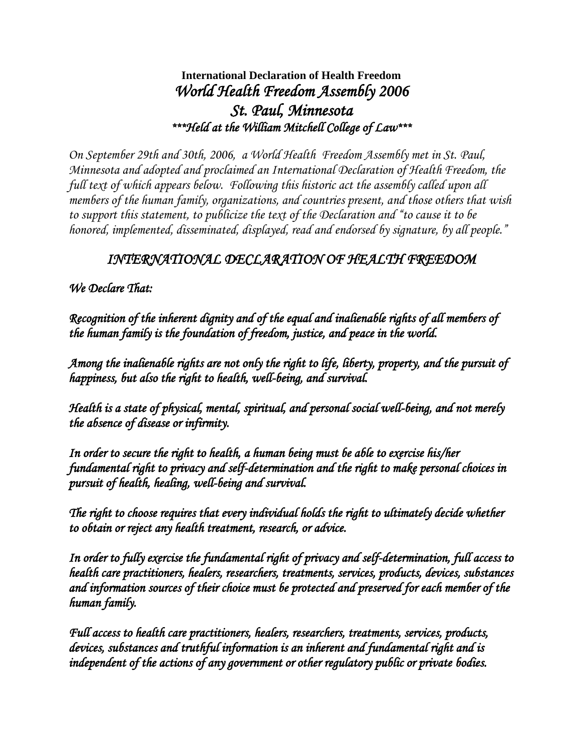# International Declaration of Health Freedom

## *World Health Freedom Assembly 2006*

## *St. Paul, Minnesota*

***\*\*\*Held at the William Mitchell College of Law\*\*\****

*On September 29th and 30th, 2006, a World Health Freedom Assembly met in St. Paul, Minnesota and adopted and proclaimed an International Declaration of Health Freedom, the full text of which appears below. Following this historic act the assembly called upon all members of the human family, organizations, and countries present, and those others that wish to support this statement, to publicize the text of the Declaration and "to cause it to be honored, implemented, disseminated, displayed, read and endorsed by signature, by all people."*

## *INTERNATIONAL DECLARATION OF HEALTH FREEDOM*

***We Declare That:***

***Recognition of the inherent dignity and of the equal and inalienable rights of all members of the human family is the foundation of freedom, justice, and peace in the world.***

***Among the inalienable rights are not only the right to life, liberty, property, and the pursuit of happiness, but also the right to health, well-being, and survival.***

***Health is a state of physical, mental, spiritual, and personal social well-being, and not merely the absence of disease or infirmity.***

***In order to secure the right to health, a human being must be able to exercise his/her fundamental right to privacy and self-determination and the right to make personal choices in pursuit of health, healing, well-being and survival.***

***The right to choose requires that every individual holds the right to ultimately decide whether to obtain or reject any health treatment, research, or advice.***

***In order to fully exercise the fundamental right of privacy and self-determination, full access to health care practitioners, healers, researchers, treatments, services, products, devices, substances and information sources of their choice must be protected and preserved for each member of the human family.***

***Full access to health care practitioners, healers, researchers, treatments, services, products, devices, substances and truthful information is an inherent and fundamental right and is independent of the actions of any government or other regulatory public or private bodies.***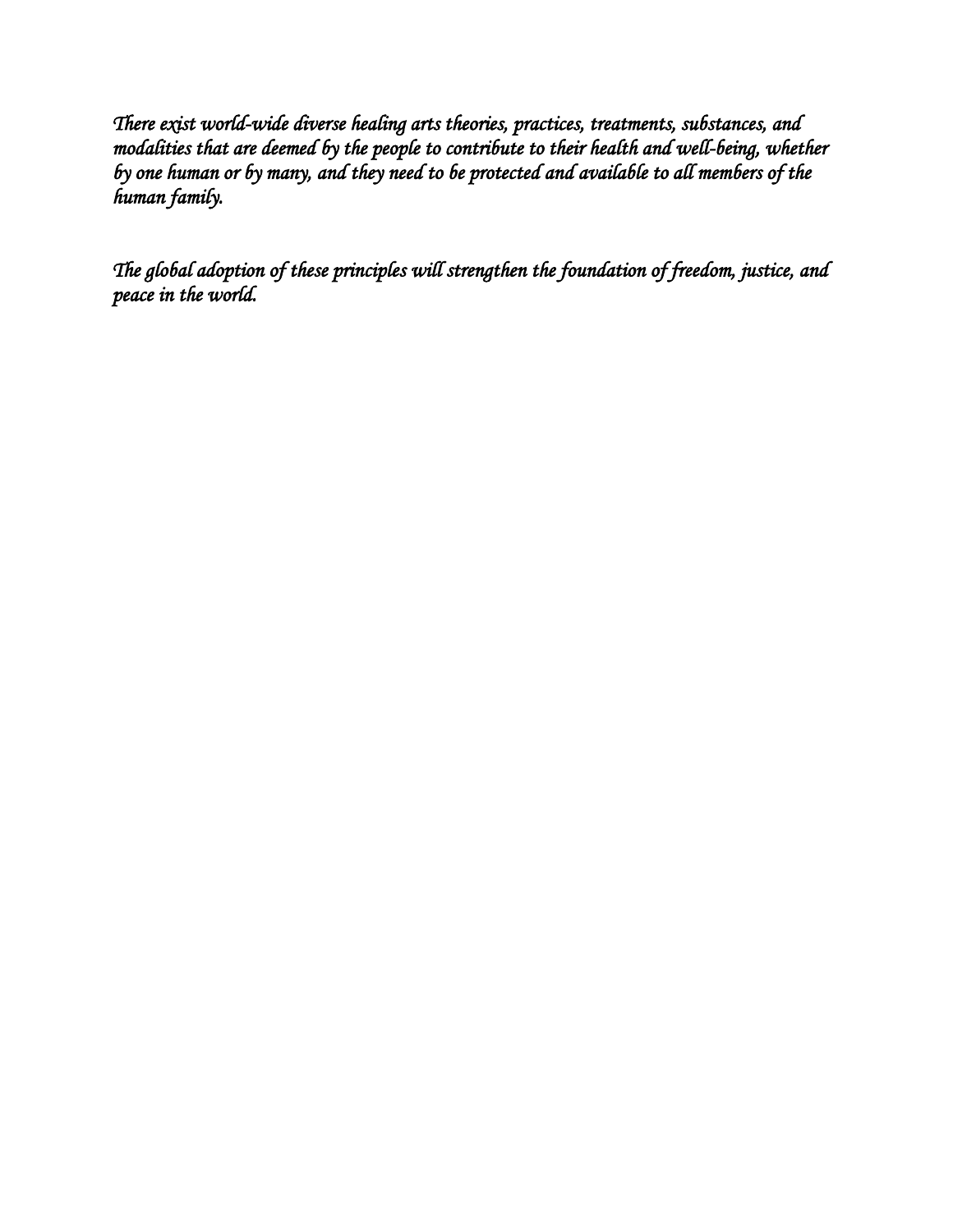*There exist world-wide diverse healing arts theories, practices, treatments, substances, and modalities that are deemed by the people to contribute to their health and well-being, whether by one human or by many, and they need to be protected and available to all members of the human family.*

*The global adoption of these principles will strengthen the foundation of freedom, justice, and peace in the world.*